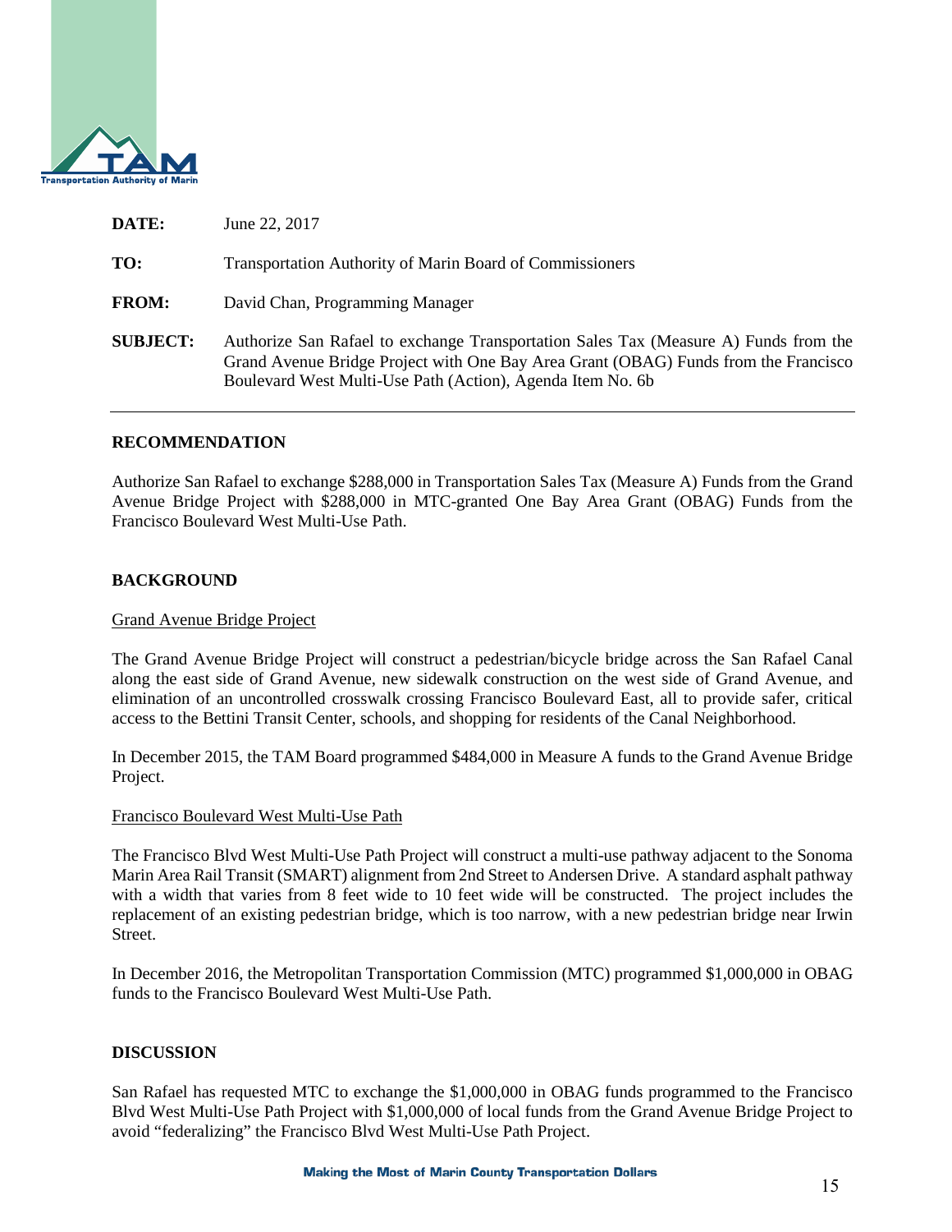**DATE:** June 22, 2017

**TO:** Transportation Authority of Marin Board of Commissioners

**FROM:** David Chan, Programming Manager

**SUBJECT:** Authorize San Rafael to exchange Transportation Sales Tax (Measure A) Funds from the Grand Avenue Bridge Project with One Bay Area Grant (OBAG) Funds from the Francisco Boulevard West Multi-Use Path (Action), Agenda Item No. 6b

---

## RECOMMENDATION

Authorize San Rafael to exchange $288,000 in Transportation Sales Tax (Measure A) Funds from the Grand Avenue Bridge Project with $288,000 in MTC-granted One Bay Area Grant (OBAG) Funds from the Francisco Boulevard West Multi-Use Path.

## BACKGROUND

### Grand Avenue Bridge Project

The Grand Avenue Bridge Project will construct a pedestrian/bicycle bridge across the San Rafael Canal along the east side of Grand Avenue, new sidewalk construction on the west side of Grand Avenue, and elimination of an uncontrolled crosswalk crossing Francisco Boulevard East, all to provide safer, critical access to the Bettini Transit Center, schools, and shopping for residents of the Canal Neighborhood.

In December 2015, the TAM Board programmed $484,000 in Measure A funds to the Grand Avenue Bridge Project.

### Francisco Boulevard West Multi-Use Path

The Francisco Blvd West Multi-Use Path Project will construct a multi-use pathway adjacent to the Sonoma Marin Area Rail Transit (SMART) alignment from 2nd Street to Andersen Drive. A standard asphalt pathway with a width that varies from 8 feet wide to 10 feet wide will be constructed. The project includes the replacement of an existing pedestrian bridge, which is too narrow, with a new pedestrian bridge near Irwin Street.

In December 2016, the Metropolitan Transportation Commission (MTC) programmed $1,000,000 in OBAG funds to the Francisco Boulevard West Multi-Use Path.

## DISCUSSION

San Rafael has requested MTC to exchange the $1,000,000 in OBAG funds programmed to the Francisco Blvd West Multi-Use Path Project with $1,000,000 of local funds from the Grand Avenue Bridge Project to avoid "federalizing" the Francisco Blvd West Multi-Use Path Project.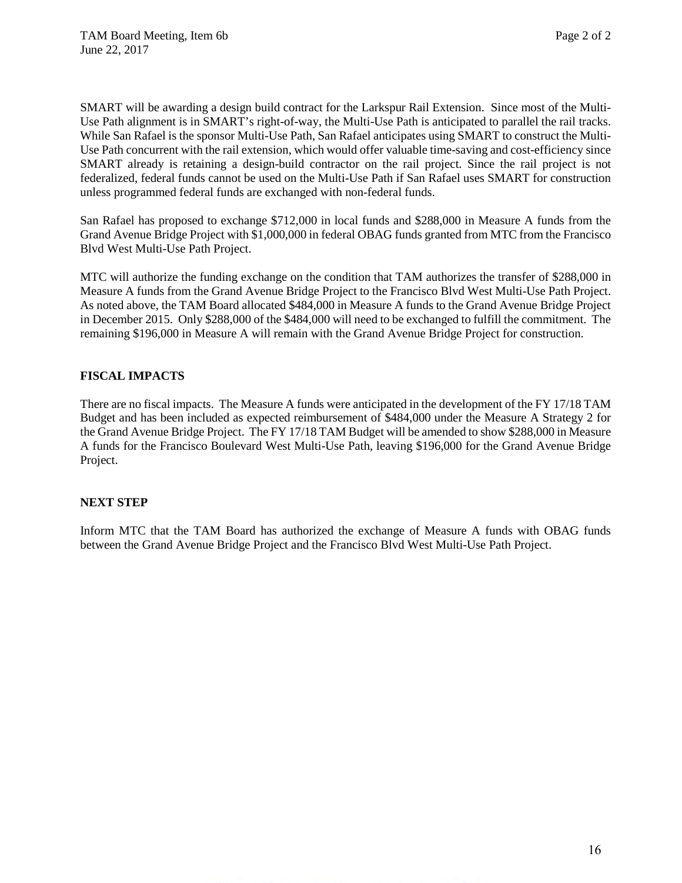SMART will be awarding a design build contract for the Larkspur Rail Extension. Since most of the Multi-Use Path alignment is in SMART's right-of-way, the Multi-Use Path is anticipated to parallel the rail tracks. While San Rafael is the sponsor Multi-Use Path, San Rafael anticipates using SMART to construct the Multi-Use Path concurrent with the rail extension, which would offer valuable time-saving and cost-efficiency since SMART already is retaining a design-build contractor on the rail project. Since the rail project is not federalized, federal funds cannot be used on the Multi-Use Path if San Rafael uses SMART for construction unless programmed federal funds are exchanged with non-federal funds.

San Rafael has proposed to exchange $712,000 in local funds and $288,000 in Measure A funds from the Grand Avenue Bridge Project with $1,000,000 in federal OBAG funds granted from MTC from the Francisco Blvd West Multi-Use Path Project.

MTC will authorize the funding exchange on the condition that TAM authorizes the transfer of $288,000 in Measure A funds from the Grand Avenue Bridge Project to the Francisco Blvd West Multi-Use Path Project. As noted above, the TAM Board allocated $484,000 in Measure A funds to the Grand Avenue Bridge Project in December 2015. Only $288,000 of the $484,000 will need to be exchanged to fulfill the commitment. The remaining $196,000 in Measure A will remain with the Grand Avenue Bridge Project for construction.

**FISCAL IMPACTS**

There are no fiscal impacts. The Measure A funds were anticipated in the development of the FY 17/18 TAM Budget and has been included as expected reimbursement of $484,000 under the Measure A Strategy 2 for the Grand Avenue Bridge Project. The FY 17/18 TAM Budget will be amended to show $288,000 in Measure A funds for the Francisco Boulevard West Multi-Use Path, leaving $196,000 for the Grand Avenue Bridge Project.

**NEXT STEP**

Inform MTC that the TAM Board has authorized the exchange of Measure A funds with OBAG funds between the Grand Avenue Bridge Project and the Francisco Blvd West Multi-Use Path Project.